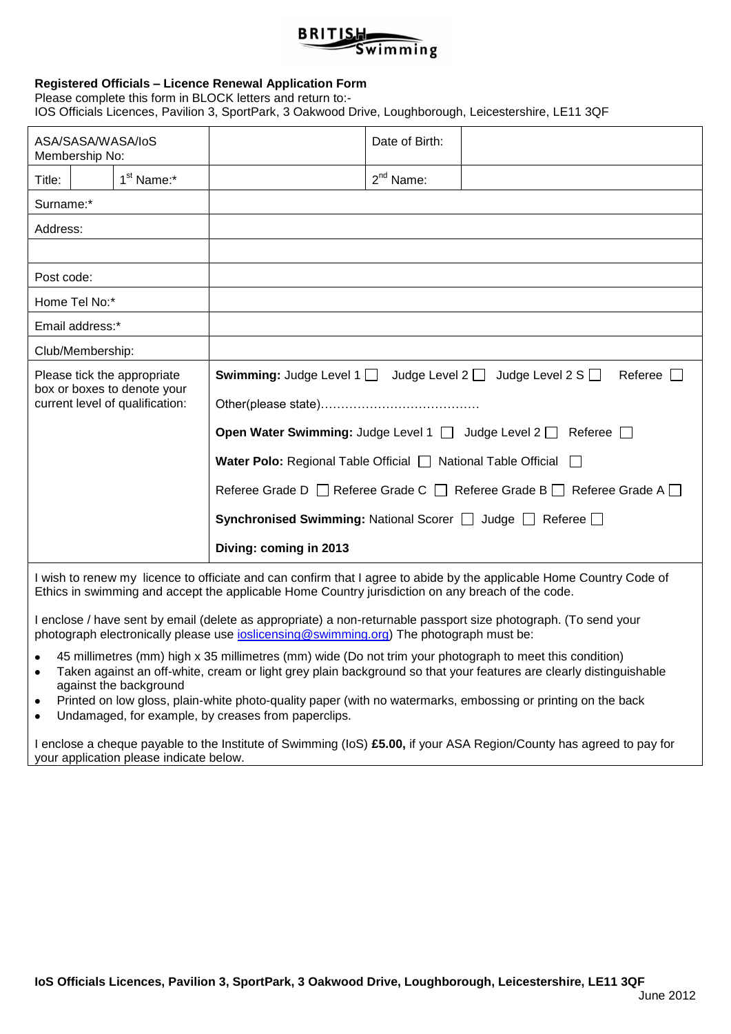BRITISH Swimming

**Registered Officials – Licence Renewal Application Form**

Please complete this form in BLOCK letters and return to:-

IOS Officials Licences, Pavilion 3, SportPark, 3 Oakwood Drive, Loughborough, Leicestershire, LE11 3QF

| ASA/SASA/WASA/IoS Membership No: | | | | Date of Birth: | |
|---|---|---|---|---|---|
| Title: | | 1st Name:* | | 2nd Name: | |
| Surname:* | | | | | |
| Address: | | | | | |
| | | | | | |
| Post code: | | | | | |
| Home Tel No:* | | | | | |
| Email address:* | | | | | |
| Club/Membership: | | | | | |

Please tick the appropriate box or boxes to denote your current level of qualification:

**Swimming:** Judge Level 1 ☐ Judge Level 2 ☐ Judge Level 2 S ☐ Referee ☐

Other(please state)…………………………………

**Open Water Swimming:** Judge Level 1 ☐ Judge Level 2 ☐ Referee ☐

**Water Polo:** Regional Table Official ☐ National Table Official ☐

Referee Grade D ☐ Referee Grade C ☐ Referee Grade B ☐ Referee Grade A ☐

**Synchronised Swimming:** National Scorer ☐ Judge ☐ Referee ☐

**Diving: coming in 2013**

I wish to renew my licence to officiate and can confirm that I agree to abide by the applicable Home Country Code of Ethics in swimming and accept the applicable Home Country jurisdiction on any breach of the code.

I enclose / have sent by email (delete as appropriate) a non-returnable passport size photograph. (To send your photograph electronically please use ioslicensing@swimming.org) The photograph must be:

- 45 millimetres (mm) high x 35 millimetres (mm) wide (Do not trim your photograph to meet this condition)
- Taken against an off-white, cream or light grey plain background so that your features are clearly distinguishable against the background
- Printed on low gloss, plain-white photo-quality paper (with no watermarks, embossing or printing on the back
- Undamaged, for example, by creases from paperclips.

I enclose a cheque payable to the Institute of Swimming (IoS) **£5.00,** if your ASA Region/County has agreed to pay for your application please indicate below.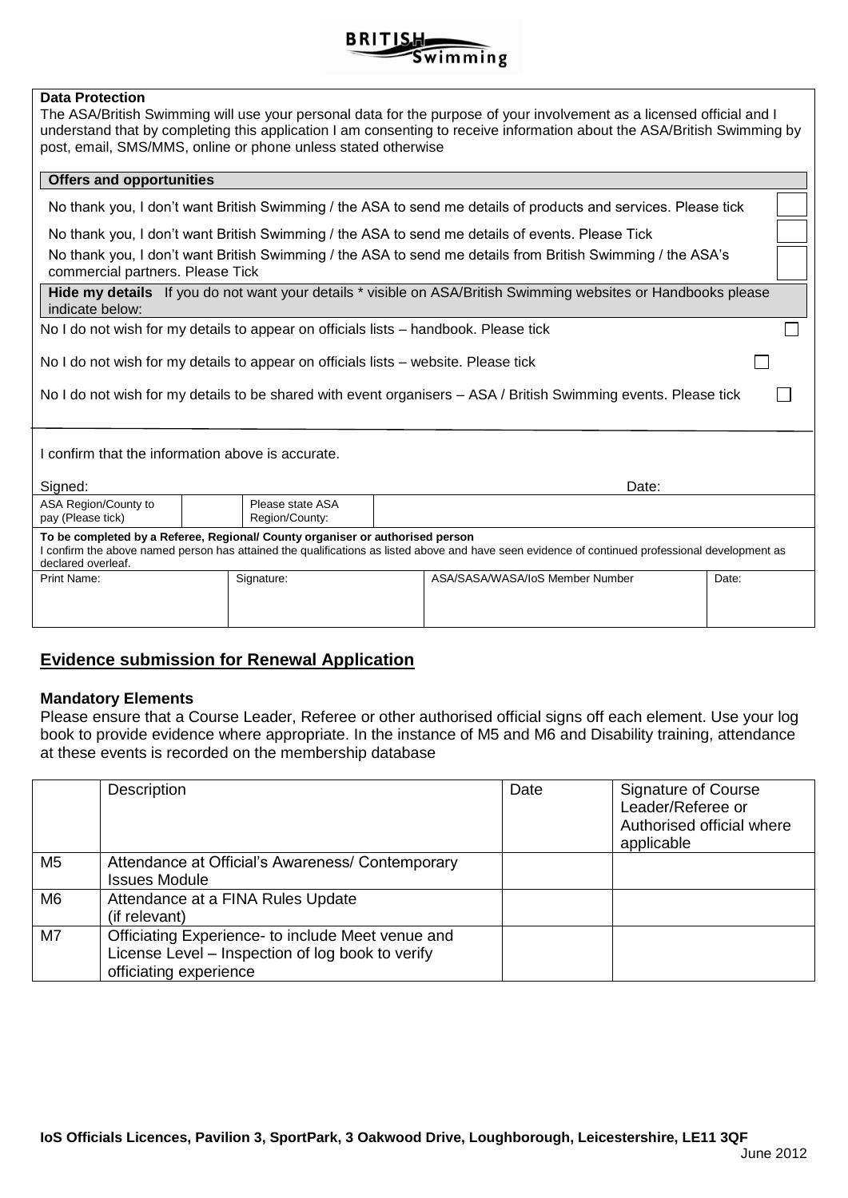**Data Protection**

The ASA/British Swimming will use your personal data for the purpose of your involvement as a licensed official and I understand that by completing this application I am consenting to receive information about the ASA/British Swimming by post, email, SMS/MMS, online or phone unless stated otherwise

**Offers and opportunities**

No thank you, I don't want British Swimming / the ASA to send me details of products and services. Please tick ☐

No thank you, I don't want British Swimming / the ASA to send me details of events. Please Tick ☐

No thank you, I don't want British Swimming / the ASA to send me details from British Swimming / the ASA's commercial partners. Please Tick ☐

**Hide my details** If you do not want your details * visible on ASA/British Swimming websites or Handbooks please indicate below:

No I do not wish for my details to appear on officials lists – handbook. Please tick ☐

No I do not wish for my details to appear on officials lists – website. Please tick ☐

No I do not wish for my details to be shared with event organisers – ASA / British Swimming events. Please tick ☐

I confirm that the information above is accurate.

Signed: Date:

| ASA Region/County to pay (Please tick) | | Please state ASA Region/County: | |
|---|---|---|---|

**To be completed by a Referee, Regional/ County organiser or authorised person**

I confirm the above named person has attained the qualifications as listed above and have seen evidence of continued professional development as declared overleaf.

| Print Name: | Signature: | ASA/SASA/WASA/IoS Member Number | Date: |
|---|---|---|---|
| | | | |

## Evidence submission for Renewal Application

### Mandatory Elements

Please ensure that a Course Leader, Referee or other authorised official signs off each element. Use your log book to provide evidence where appropriate. In the instance of M5 and M6 and Disability training, attendance at these events is recorded on the membership database

| | Description | Date | Signature of Course Leader/Referee or Authorised official where applicable |
|---|---|---|---|
| M5 | Attendance at Official's Awareness/ Contemporary Issues Module | | |
| M6 | Attendance at a FINA Rules Update (if relevant) | | |
| M7 | Officiating Experience- to include Meet venue and License Level – Inspection of log book to verify officiating experience | | |

**IoS Officials Licences, Pavilion 3, SportPark, 3 Oakwood Drive, Loughborough, Leicestershire, LE11 3QF**

June 2012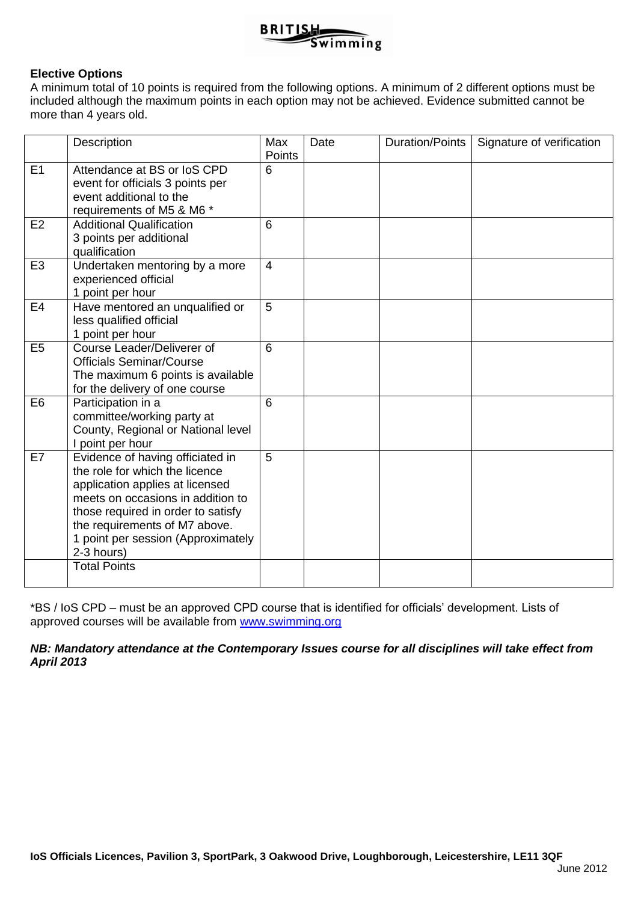## Elective Options

A minimum total of 10 points is required from the following options. A minimum of 2 different options must be included although the maximum points in each option may not be achieved. Evidence submitted cannot be more than 4 years old.

| | Description | Max Points | Date | Duration/Points | Signature of verification |
|---|---|---|---|---|---|
| E1 | Attendance at BS or IoS CPD event for officials 3 points per event additional to the requirements of M5 & M6 * | 6 | | | |
| E2 | Additional Qualification 3 points per additional qualification | 6 | | | |
| E3 | Undertaken mentoring by a more experienced official 1 point per hour | 4 | | | |
| E4 | Have mentored an unqualified or less qualified official 1 point per hour | 5 | | | |
| E5 | Course Leader/Deliverer of Officials Seminar/Course The maximum 6 points is available for the delivery of one course | 6 | | | |
| E6 | Participation in a committee/working party at County, Regional or National level I point per hour | 6 | | | |
| E7 | Evidence of having officiated in the role for which the licence application applies at licensed meets on occasions in addition to those required in order to satisfy the requirements of M7 above. 1 point per session (Approximately 2-3 hours) | 5 | | | |
| | Total Points | | | | |

*BS / IoS CPD – must be an approved CPD course that is identified for officials' development. Lists of approved courses will be available from www.swimming.org

***NB: Mandatory attendance at the Contemporary Issues course for all disciplines will take effect from April 2013***

**IoS Officials Licences, Pavilion 3, SportPark, 3 Oakwood Drive, Loughborough, Leicestershire, LE11 3QF**

June 2012